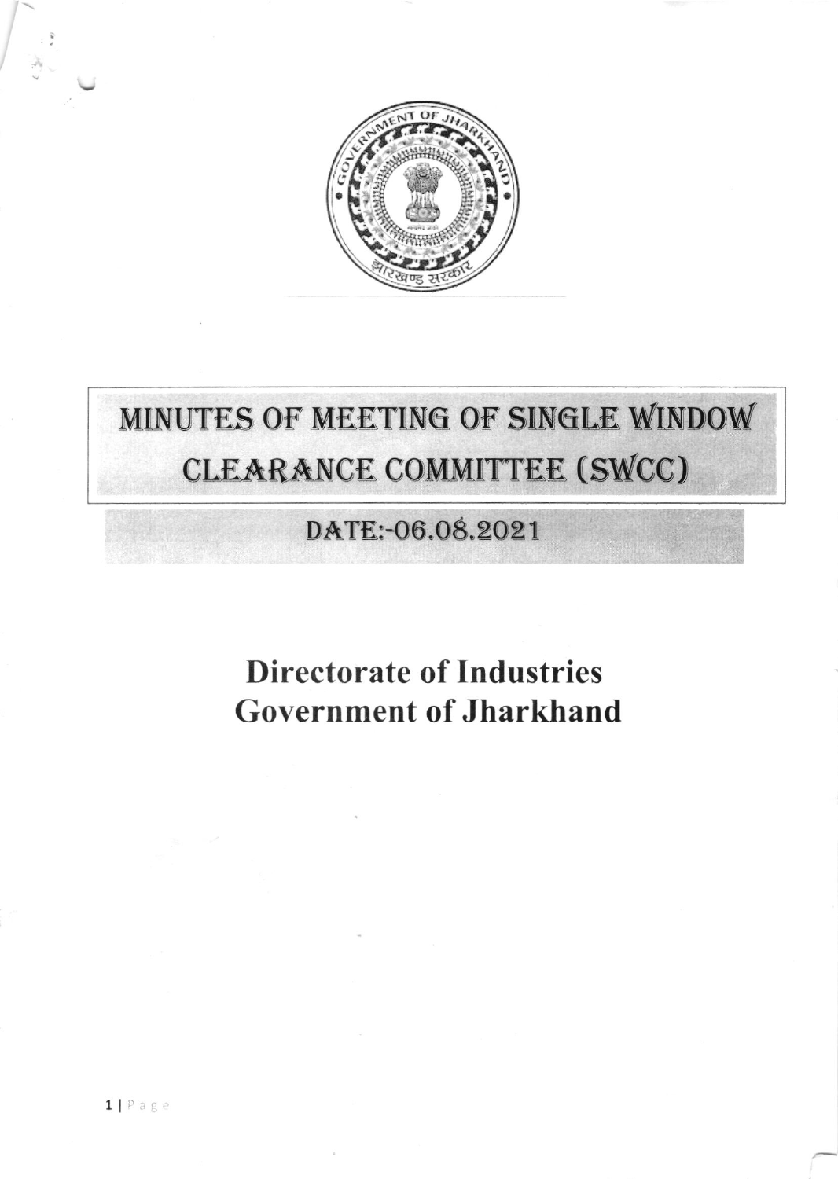# MINUTES OF MEETING OF SINGLE WINDOW CLEARANCE COMMITTEE (SWCC)

## DATE:-06.08.2021

## Directorate of Industries
## Government of Jharkhand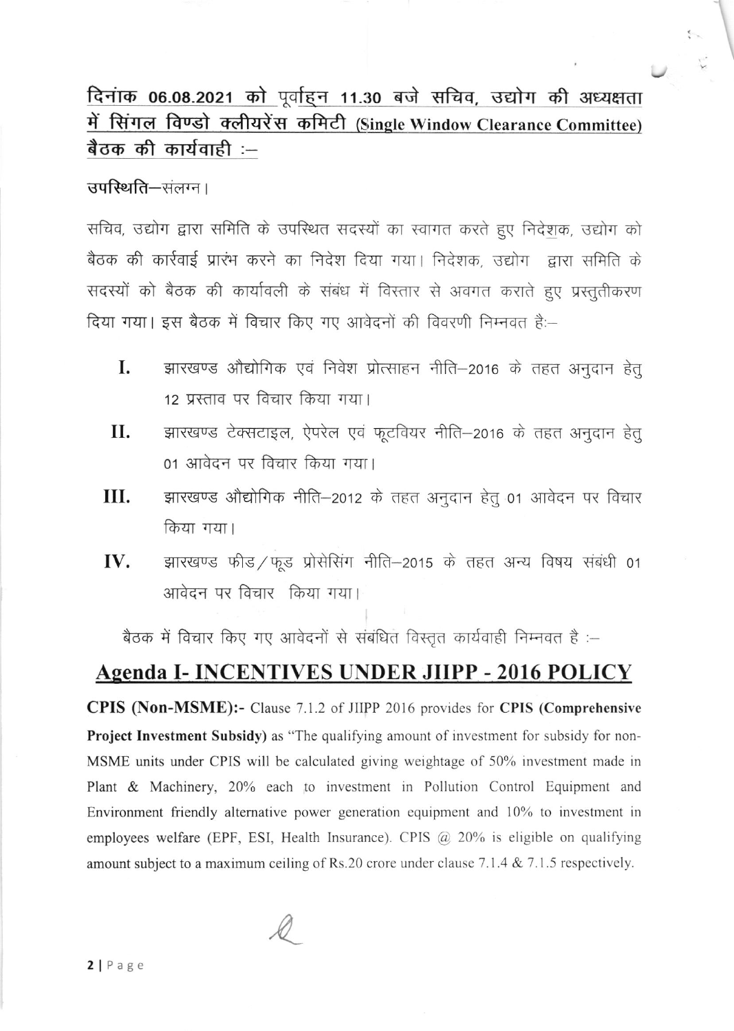## दिनांक 06.08.2021 को पूर्वाह्न 11.30 बजे सचिव, उद्योग की अध्यक्षता में सिंगल विण्डो क्लीयरेंस कमिटी (Single Window Clearance Committee) बैठक की कार्यवाही :–

**उपस्थिति**–संलग्न।

सचिव, उद्योग द्वारा समिति के उपस्थित सदस्यों का स्वागत करते हुए निदेशक, उद्योग को बैठक की कार्रवाई प्रारंभ करने का निदेश दिया गया। निदेशक, उद्योग द्वारा समिति के सदस्यों को बैठक की कार्यावली के संबंध में विस्तार से अवगत कराते हुए प्रस्तुतीकरण दिया गया। इस बैठक में विचार किए गए आवेदनों की विवरणी निम्नवत हैः–

I. झारखण्ड औद्योगिक एवं निवेश प्रोत्साहन नीति–2016 के तहत अनुदान हेतु 12 प्रस्ताव पर विचार किया गया।

II. झारखण्ड टेक्सटाइल, ऐपरेल एवं फूटवियर नीति–2016 के तहत अनुदान हेतु 01 आवेदन पर विचार किया गया।

III. झारखण्ड औद्योगिक नीति–2012 के तहत अनुदान हेतु 01 आवेदन पर विचार किया गया।

IV. झारखण्ड फीड/फूड प्रोसेसिंग नीति–2015 के तहत अन्य विषय संबंधी 01 आवेदन पर विचार किया गया।

बैठक में विचार किए गए आवेदनों से संबंधित विस्तृत कार्यवाही निम्नवत है :–

## Agenda I- INCENTIVES UNDER JIIPP - 2016 POLICY

**CPIS (Non-MSME):-** Clause 7.1.2 of JIIPP 2016 provides for **CPIS (Comprehensive Project Investment Subsidy)** as "The qualifying amount of investment for subsidy for non-MSME units under CPIS will be calculated giving weightage of 50% investment made in Plant & Machinery, 20% each to investment in Pollution Control Equipment and Environment friendly alternative power generation equipment and 10% to investment in employees welfare (EPF, ESI, Health Insurance). CPIS @ 20% is eligible on qualifying amount subject to a maximum ceiling of Rs.20 crore under clause 7.1.4 & 7.1.5 respectively.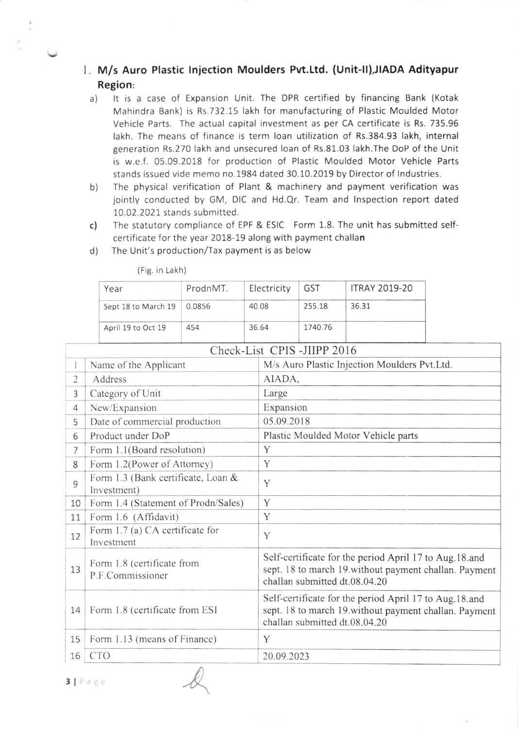## 1. M/s Auro Plastic Injection Moulders Pvt.Ltd. (Unit-II),JIADA Adityapur Region:

a) It is a case of Expansion Unit. The DPR certified by financing Bank (Kotak Mahindra Bank) is Rs.732.15 lakh for manufacturing of Plastic Moulded Motor Vehicle Parts. The actual capital investment as per CA certificate is Rs. 735.96 lakh. The means of finance is term loan utilization of Rs.384.93 lakh, internal generation Rs.270 lakh and unsecured loan of Rs.81.03 lakh.The DoP of the Unit is w.e.f. 05.09.2018 for production of Plastic Moulded Motor Vehicle Parts stands issued vide memo no.1984 dated 30.10.2019 by Director of Industries.

b) The physical verification of Plant & machinery and payment verification was jointly conducted by GM, DIC and Hd.Qr. Team and Inspection report dated 10.02.2021 stands submitted.

c) The statutory compliance of EPF & ESIC Form 1.8. The unit has submitted self-certificate for the year 2018-19 along with payment challan

d) The Unit's production/Tax payment is as below

(Fig. in Lakh)

| Year | ProdnMT. | Electricity | GST | ITRAY 2019-20 |
|---|---|---|---|---|
| Sept 18 to March 19 | 0.0856 | 40.08 | 255.18 | 36.31 |
| April 19 to Oct 19 | 454 | 36.64 | 1740.76 | |

**Check-List CPIS -JIIPP 2016**

| | | |
|---|---|---|
| 1 | Name of the Applicant | M/s Auro Plastic Injection Moulders Pvt.Ltd. |
| 2 | Address | AIADA, |
| 3 | Category of Unit | Large |
| 4 | New/Expansion | Expansion |
| 5 | Date of commercial production | 05.09.2018 |
| 6 | Product under DoP | Plastic Moulded Motor Vehicle parts |
| 7 | Form 1.1(Board resolution) | Y |
| 8 | Form 1.2(Power of Attorney) | Y |
| 9 | Form 1.3 (Bank certificate, Loan & Investment) | Y |
| 10 | Form 1.4 (Statement of Prodn/Sales) | Y |
| 11 | Form 1.6 (Affidavit) | Y |
| 12 | Form 1.7 (a) CA certificate for Investment | Y |
| 13 | Form 1.8 (certificate from P.F.Commissioner | Self-certificate for the period April 17 to Aug.18.and sept. 18 to march 19.without payment challan. Payment challan submitted dt.08.04.20 |
| 14 | Form 1.8 (certificate from ESI | Self-certificate for the period April 17 to Aug.18.and sept. 18 to march 19.without payment challan. Payment challan submitted dt.08.04.20 |
| 15 | Form 1.13 (means of Finance) | Y |
| 16 | CTO | 20.09.2023 |